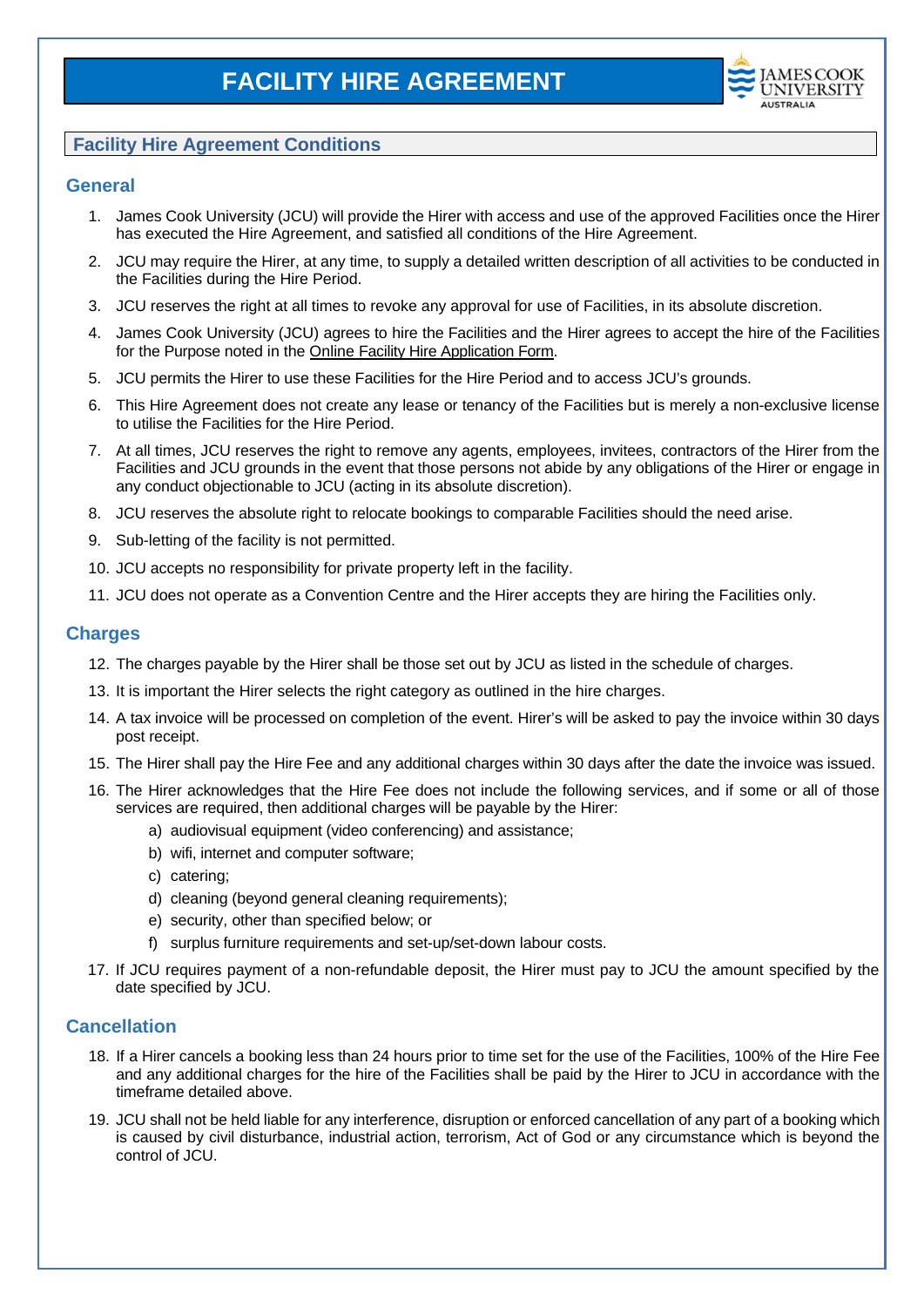# FACILITY HIRE AGREEMENT

## Facility Hire Agreement Conditions

### General

1. James Cook University (JCU) will provide the Hirer with access and use of the approved Facilities once the Hirer has executed the Hire Agreement, and satisfied all conditions of the Hire Agreement.
2. JCU may require the Hirer, at any time, to supply a detailed written description of all activities to be conducted in the Facilities during the Hire Period.
3. JCU reserves the right at all times to revoke any approval for use of Facilities, in its absolute discretion.
4. James Cook University (JCU) agrees to hire the Facilities and the Hirer agrees to accept the hire of the Facilities for the Purpose noted in the Online Facility Hire Application Form.
5. JCU permits the Hirer to use these Facilities for the Hire Period and to access JCU's grounds.
6. This Hire Agreement does not create any lease or tenancy of the Facilities but is merely a non-exclusive license to utilise the Facilities for the Hire Period.
7. At all times, JCU reserves the right to remove any agents, employees, invitees, contractors of the Hirer from the Facilities and JCU grounds in the event that those persons not abide by any obligations of the Hirer or engage in any conduct objectionable to JCU (acting in its absolute discretion).
8. JCU reserves the absolute right to relocate bookings to comparable Facilities should the need arise.
9. Sub-letting of the facility is not permitted.
10. JCU accepts no responsibility for private property left in the facility.
11. JCU does not operate as a Convention Centre and the Hirer accepts they are hiring the Facilities only.

### Charges

12. The charges payable by the Hirer shall be those set out by JCU as listed in the schedule of charges.
13. It is important the Hirer selects the right category as outlined in the hire charges.
14. A tax invoice will be processed on completion of the event. Hirer's will be asked to pay the invoice within 30 days post receipt.
15. The Hirer shall pay the Hire Fee and any additional charges within 30 days after the date the invoice was issued.
16. The Hirer acknowledges that the Hire Fee does not include the following services, and if some or all of those services are required, then additional charges will be payable by the Hirer:
    a) audiovisual equipment (video conferencing) and assistance;
    b) wifi, internet and computer software;
    c) catering;
    d) cleaning (beyond general cleaning requirements);
    e) security, other than specified below; or
    f) surplus furniture requirements and set-up/set-down labour costs.
17. If JCU requires payment of a non-refundable deposit, the Hirer must pay to JCU the amount specified by the date specified by JCU.

### Cancellation

18. If a Hirer cancels a booking less than 24 hours prior to time set for the use of the Facilities, 100% of the Hire Fee and any additional charges for the hire of the Facilities shall be paid by the Hirer to JCU in accordance with the timeframe detailed above.
19. JCU shall not be held liable for any interference, disruption or enforced cancellation of any part of a booking which is caused by civil disturbance, industrial action, terrorism, Act of God or any circumstance which is beyond the control of JCU.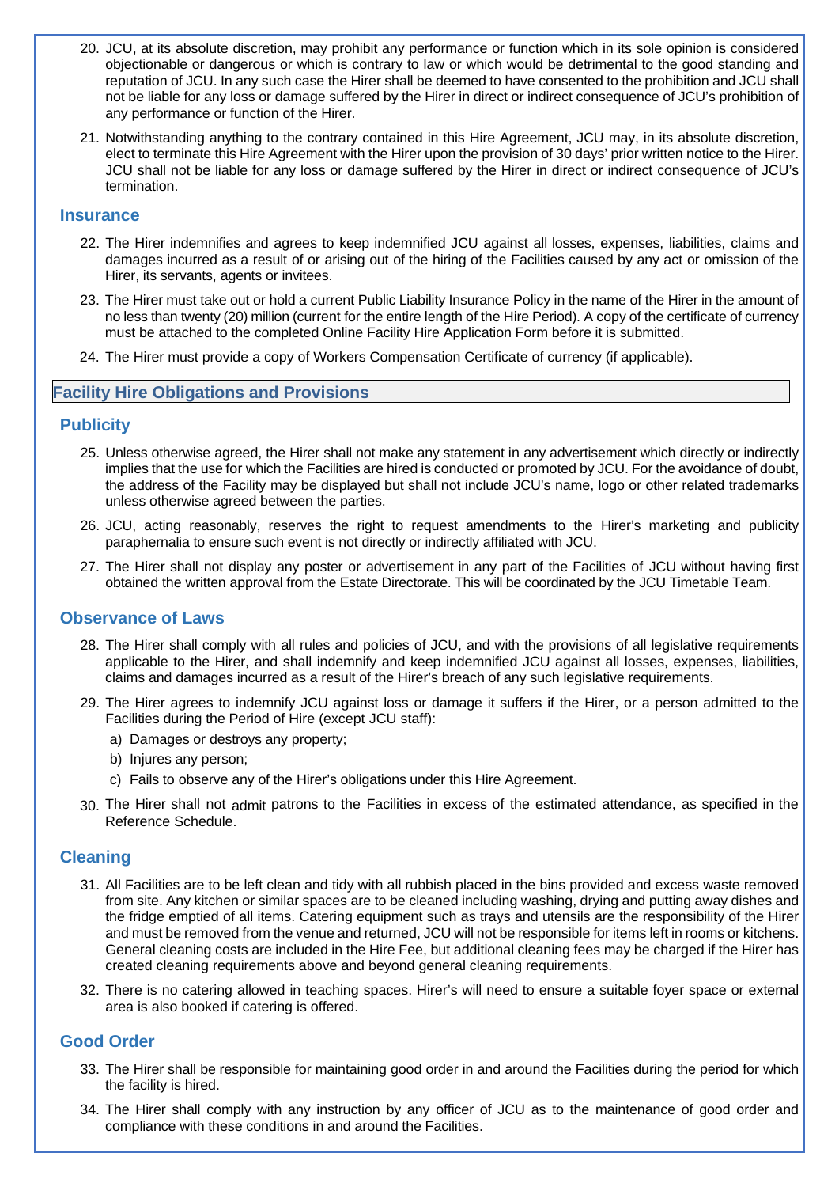20. JCU, at its absolute discretion, may prohibit any performance or function which in its sole opinion is considered objectionable or dangerous or which is contrary to law or which would be detrimental to the good standing and reputation of JCU. In any such case the Hirer shall be deemed to have consented to the prohibition and JCU shall not be liable for any loss or damage suffered by the Hirer in direct or indirect consequence of JCU's prohibition of any performance or function of the Hirer.

21. Notwithstanding anything to the contrary contained in this Hire Agreement, JCU may, in its absolute discretion, elect to terminate this Hire Agreement with the Hirer upon the provision of 30 days' prior written notice to the Hirer. JCU shall not be liable for any loss or damage suffered by the Hirer in direct or indirect consequence of JCU's termination.

### Insurance

22. The Hirer indemnifies and agrees to keep indemnified JCU against all losses, expenses, liabilities, claims and damages incurred as a result of or arising out of the hiring of the Facilities caused by any act or omission of the Hirer, its servants, agents or invitees.

23. The Hirer must take out or hold a current Public Liability Insurance Policy in the name of the Hirer in the amount of no less than twenty (20) million (current for the entire length of the Hire Period). A copy of the certificate of currency must be attached to the completed Online Facility Hire Application Form before it is submitted.

24. The Hirer must provide a copy of Workers Compensation Certificate of currency (if applicable).

## Facility Hire Obligations and Provisions

### Publicity

25. Unless otherwise agreed, the Hirer shall not make any statement in any advertisement which directly or indirectly implies that the use for which the Facilities are hired is conducted or promoted by JCU. For the avoidance of doubt, the address of the Facility may be displayed but shall not include JCU's name, logo or other related trademarks unless otherwise agreed between the parties.

26. JCU, acting reasonably, reserves the right to request amendments to the Hirer's marketing and publicity paraphernalia to ensure such event is not directly or indirectly affiliated with JCU.

27. The Hirer shall not display any poster or advertisement in any part of the Facilities of JCU without having first obtained the written approval from the Estate Directorate. This will be coordinated by the JCU Timetable Team.

### Observance of Laws

28. The Hirer shall comply with all rules and policies of JCU, and with the provisions of all legislative requirements applicable to the Hirer, and shall indemnify and keep indemnified JCU against all losses, expenses, liabilities, claims and damages incurred as a result of the Hirer's breach of any such legislative requirements.

29. The Hirer agrees to indemnify JCU against loss or damage it suffers if the Hirer, or a person admitted to the Facilities during the Period of Hire (except JCU staff):
    a) Damages or destroys any property;
    b) Injures any person;
    c) Fails to observe any of the Hirer's obligations under this Hire Agreement.

30. The Hirer shall not admit patrons to the Facilities in excess of the estimated attendance, as specified in the Reference Schedule.

### Cleaning

31. All Facilities are to be left clean and tidy with all rubbish placed in the bins provided and excess waste removed from site. Any kitchen or similar spaces are to be cleaned including washing, drying and putting away dishes and the fridge emptied of all items. Catering equipment such as trays and utensils are the responsibility of the Hirer and must be removed from the venue and returned, JCU will not be responsible for items left in rooms or kitchens. General cleaning costs are included in the Hire Fee, but additional cleaning fees may be charged if the Hirer has created cleaning requirements above and beyond general cleaning requirements.

32. There is no catering allowed in teaching spaces. Hirer's will need to ensure a suitable foyer space or external area is also booked if catering is offered.

### Good Order

33. The Hirer shall be responsible for maintaining good order in and around the Facilities during the period for which the facility is hired.

34. The Hirer shall comply with any instruction by any officer of JCU as to the maintenance of good order and compliance with these conditions in and around the Facilities.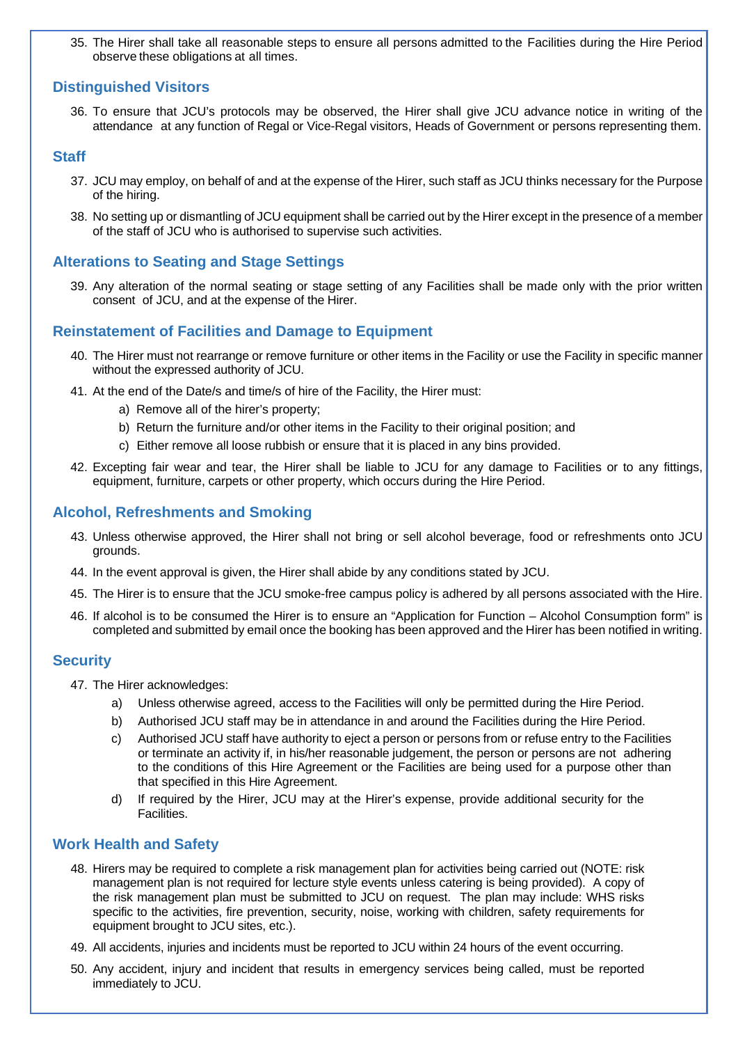35. The Hirer shall take all reasonable steps to ensure all persons admitted to the Facilities during the Hire Period observe these obligations at all times.

## Distinguished Visitors

36. To ensure that JCU's protocols may be observed, the Hirer shall give JCU advance notice in writing of the attendance at any function of Regal or Vice-Regal visitors, Heads of Government or persons representing them.

## Staff

37. JCU may employ, on behalf of and at the expense of the Hirer, such staff as JCU thinks necessary for the Purpose of the hiring.

38. No setting up or dismantling of JCU equipment shall be carried out by the Hirer except in the presence of a member of the staff of JCU who is authorised to supervise such activities.

## Alterations to Seating and Stage Settings

39. Any alteration of the normal seating or stage setting of any Facilities shall be made only with the prior written consent of JCU, and at the expense of the Hirer.

## Reinstatement of Facilities and Damage to Equipment

40. The Hirer must not rearrange or remove furniture or other items in the Facility or use the Facility in specific manner without the expressed authority of JCU.

41. At the end of the Date/s and time/s of hire of the Facility, the Hirer must:
    a) Remove all of the hirer's property;
    b) Return the furniture and/or other items in the Facility to their original position; and
    c) Either remove all loose rubbish or ensure that it is placed in any bins provided.

42. Excepting fair wear and tear, the Hirer shall be liable to JCU for any damage to Facilities or to any fittings, equipment, furniture, carpets or other property, which occurs during the Hire Period.

## Alcohol, Refreshments and Smoking

43. Unless otherwise approved, the Hirer shall not bring or sell alcohol beverage, food or refreshments onto JCU grounds.

44. In the event approval is given, the Hirer shall abide by any conditions stated by JCU.

45. The Hirer is to ensure that the JCU smoke-free campus policy is adhered by all persons associated with the Hire.

46. If alcohol is to be consumed the Hirer is to ensure an "Application for Function – Alcohol Consumption form" is completed and submitted by email once the booking has been approved and the Hirer has been notified in writing.

## Security

47. The Hirer acknowledges:
    a) Unless otherwise agreed, access to the Facilities will only be permitted during the Hire Period.
    b) Authorised JCU staff may be in attendance in and around the Facilities during the Hire Period.
    c) Authorised JCU staff have authority to eject a person or persons from or refuse entry to the Facilities or terminate an activity if, in his/her reasonable judgement, the person or persons are not adhering to the conditions of this Hire Agreement or the Facilities are being used for a purpose other than that specified in this Hire Agreement.
    d) If required by the Hirer, JCU may at the Hirer's expense, provide additional security for the Facilities.

## Work Health and Safety

48. Hirers may be required to complete a risk management plan for activities being carried out (NOTE: risk management plan is not required for lecture style events unless catering is being provided). A copy of the risk management plan must be submitted to JCU on request. The plan may include: WHS risks specific to the activities, fire prevention, security, noise, working with children, safety requirements for equipment brought to JCU sites, etc.).

49. All accidents, injuries and incidents must be reported to JCU within 24 hours of the event occurring.

50. Any accident, injury and incident that results in emergency services being called, must be reported immediately to JCU.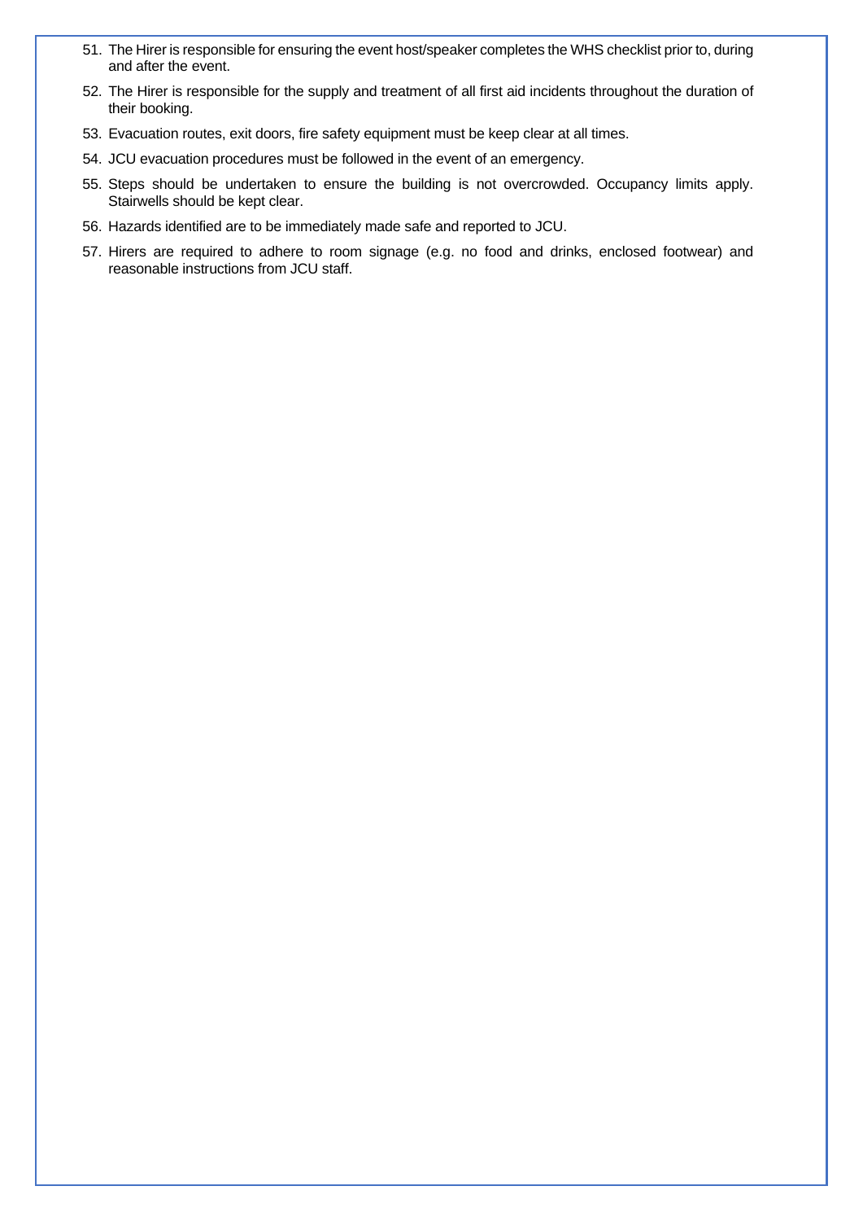51. The Hirer is responsible for ensuring the event host/speaker completes the WHS checklist prior to, during and after the event.
52. The Hirer is responsible for the supply and treatment of all first aid incidents throughout the duration of their booking.
53. Evacuation routes, exit doors, fire safety equipment must be keep clear at all times.
54. JCU evacuation procedures must be followed in the event of an emergency.
55. Steps should be undertaken to ensure the building is not overcrowded. Occupancy limits apply. Stairwells should be kept clear.
56. Hazards identified are to be immediately made safe and reported to JCU.
57. Hirers are required to adhere to room signage (e.g. no food and drinks, enclosed footwear) and reasonable instructions from JCU staff.